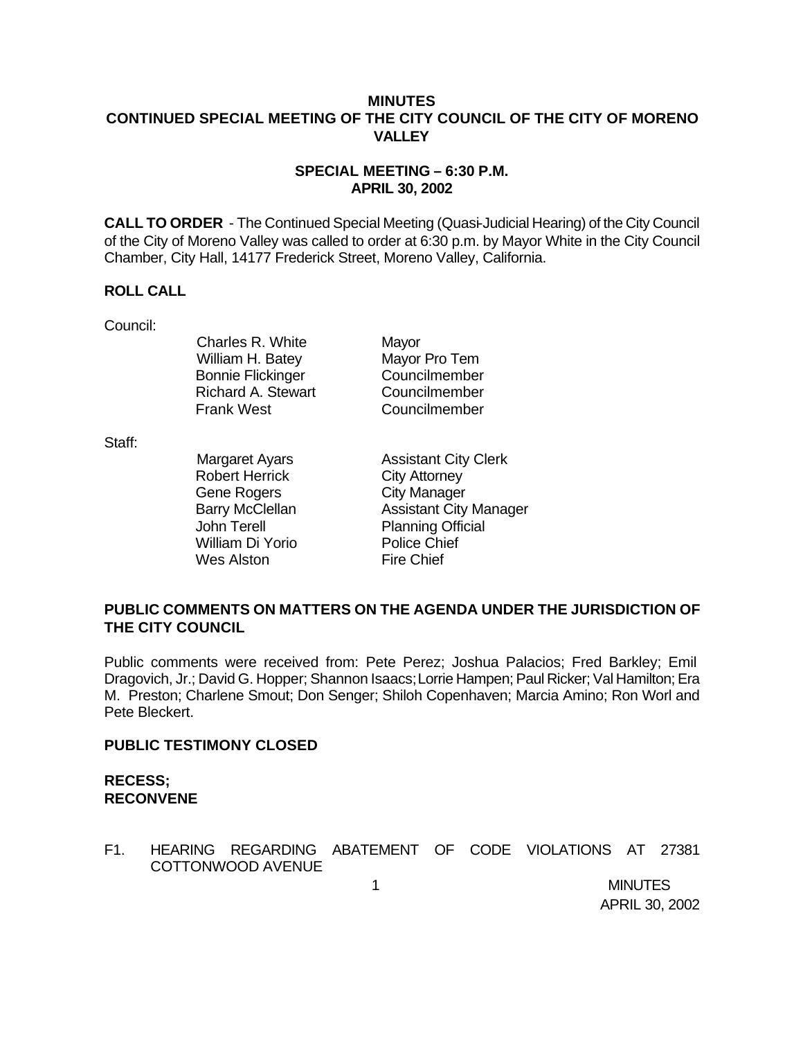# MINUTES
## CONTINUED SPECIAL MEETING OF THE CITY COUNCIL OF THE CITY OF MORENO VALLEY

### SPECIAL MEETING – 6:30 P.M.
### APRIL 30, 2002

**CALL TO ORDER** - The Continued Special Meeting (Quasi-Judicial Hearing) of the City Council of the City of Moreno Valley was called to order at 6:30 p.m. by Mayor White in the City Council Chamber, City Hall, 14177 Frederick Street, Moreno Valley, California.

**ROLL CALL**

Council:

| | |
|---|---|
| Charles R. White | Mayor |
| William H. Batey | Mayor Pro Tem |
| Bonnie Flickinger | Councilmember |
| Richard A. Stewart | Councilmember |
| Frank West | Councilmember |

Staff:

| | |
|---|---|
| Margaret Ayars | Assistant City Clerk |
| Robert Herrick | City Attorney |
| Gene Rogers | City Manager |
| Barry McClellan | Assistant City Manager |
| John Terell | Planning Official |
| William Di Yorio | Police Chief |
| Wes Alston | Fire Chief |

**PUBLIC COMMENTS ON MATTERS ON THE AGENDA UNDER THE JURISDICTION OF THE CITY COUNCIL**

Public comments were received from: Pete Perez; Joshua Palacios; Fred Barkley; Emil Dragovich, Jr.; David G. Hopper; Shannon Isaacs; Lorrie Hampen; Paul Ricker; Val Hamilton; Era M. Preston; Charlene Smout; Don Senger; Shiloh Copenhaven; Marcia Amino; Ron Worl and Pete Bleckert.

**PUBLIC TESTIMONY CLOSED**

**RECESS;**
**RECONVENE**

F1. HEARING REGARDING ABATEMENT OF CODE VIOLATIONS AT 27381 COTTONWOOD AVENUE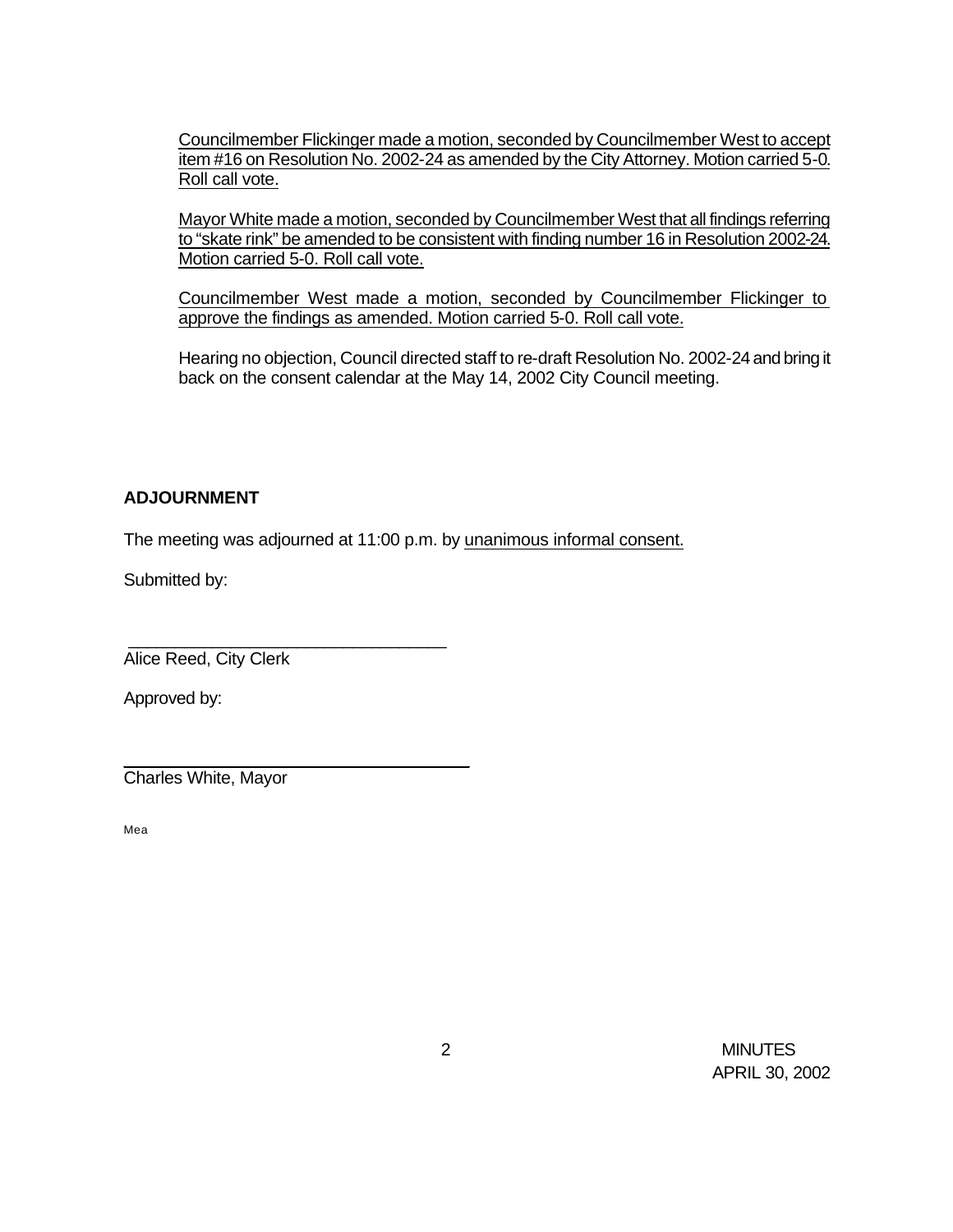Councilmember Flickinger made a motion, seconded by Councilmember West to accept item #16 on Resolution No. 2002-24 as amended by the City Attorney. Motion carried 5-0. Roll call vote.

Mayor White made a motion, seconded by Councilmember West that all findings referring to "skate rink" be amended to be consistent with finding number 16 in Resolution 2002-24. Motion carried 5-0. Roll call vote.

Councilmember West made a motion, seconded by Councilmember Flickinger to approve the findings as amended. Motion carried 5-0. Roll call vote.

Hearing no objection, Council directed staff to re-draft Resolution No. 2002-24 and bring it back on the consent calendar at the May 14, 2002 City Council meeting.

**ADJOURNMENT**

The meeting was adjourned at 11:00 p.m. by unanimous informal consent.

Submitted by:

\_\_\_\_\_\_\_\_\_\_\_\_\_\_\_\_\_\_\_\_\_\_\_\_\_\_\_\_\_\_\_\_\_\_
Alice Reed, City Clerk

Approved by:

\_\_\_\_\_\_\_\_\_\_\_\_\_\_\_\_\_\_\_\_\_\_\_\_\_\_\_\_\_\_\_\_\_\_
Charles White, Mayor

Mea